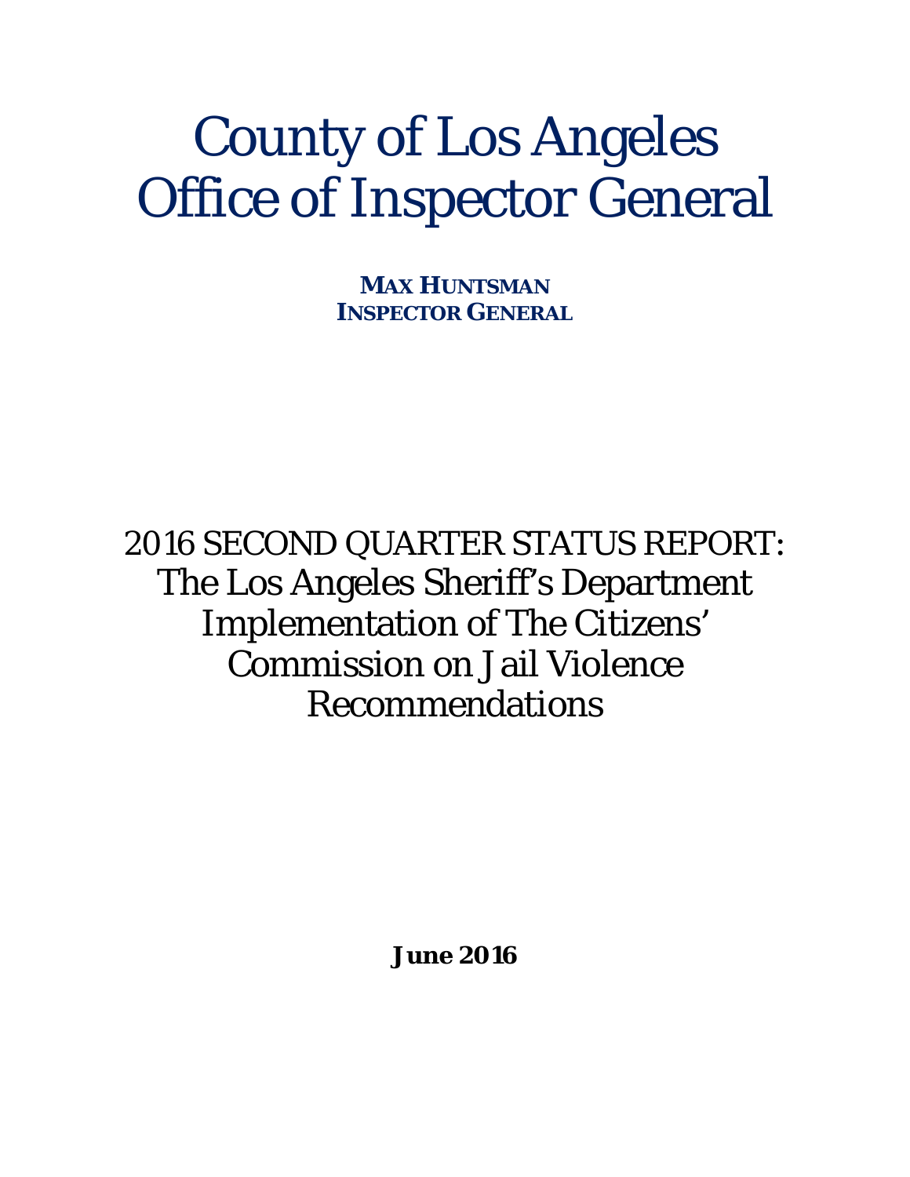# County of Los Angeles Office of Inspector General

**MAX HUNTSMAN**
**INSPECTOR GENERAL**

## 2016 SECOND QUARTER STATUS REPORT: The Los Angeles Sheriff's Department Implementation of The Citizens' Commission on Jail Violence Recommendations

**June 2016**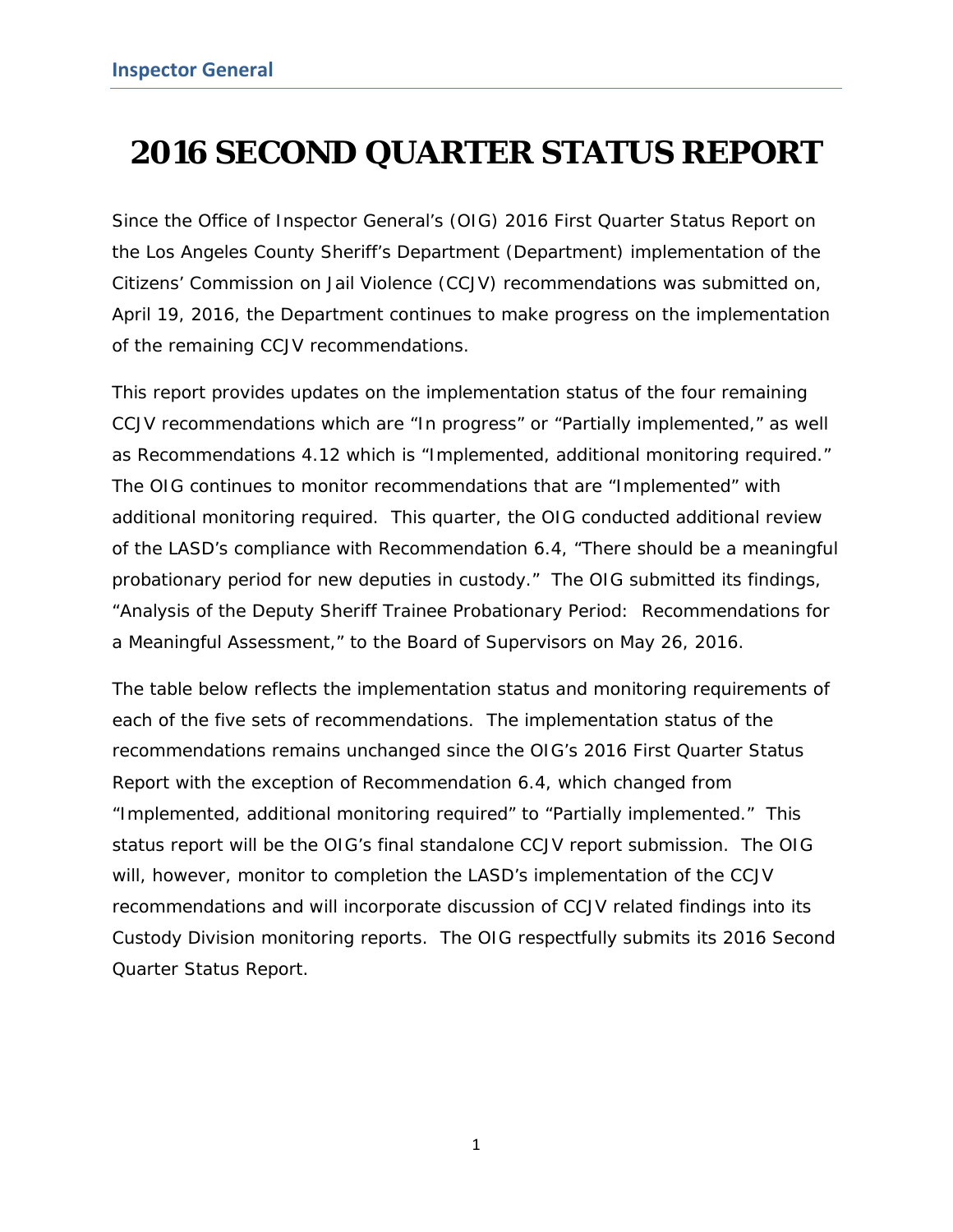# 2016 SECOND QUARTER STATUS REPORT

Since the Office of Inspector General's (OIG) 2016 First Quarter Status Report on the Los Angeles County Sheriff's Department (Department) implementation of the Citizens' Commission on Jail Violence (CCJV) recommendations was submitted on, April 19, 2016, the Department continues to make progress on the implementation of the remaining CCJV recommendations.

This report provides updates on the implementation status of the four remaining CCJV recommendations which are "In progress" or "Partially implemented," as well as Recommendations 4.12 which is "Implemented, additional monitoring required." The OIG continues to monitor recommendations that are "Implemented" with additional monitoring required. This quarter, the OIG conducted additional review of the LASD's compliance with Recommendation 6.4, "There should be a meaningful probationary period for new deputies in custody." The OIG submitted its findings, "Analysis of the Deputy Sheriff Trainee Probationary Period: Recommendations for a Meaningful Assessment," to the Board of Supervisors on May 26, 2016.

The table below reflects the implementation status and monitoring requirements of each of the five sets of recommendations. The implementation status of the recommendations remains unchanged since the OIG's 2016 First Quarter Status Report with the exception of Recommendation 6.4, which changed from "Implemented, additional monitoring required" to "Partially implemented." This status report will be the OIG's final standalone CCJV report submission. The OIG will, however, monitor to completion the LASD's implementation of the CCJV recommendations and will incorporate discussion of CCJV related findings into its Custody Division monitoring reports. The OIG respectfully submits its 2016 Second Quarter Status Report.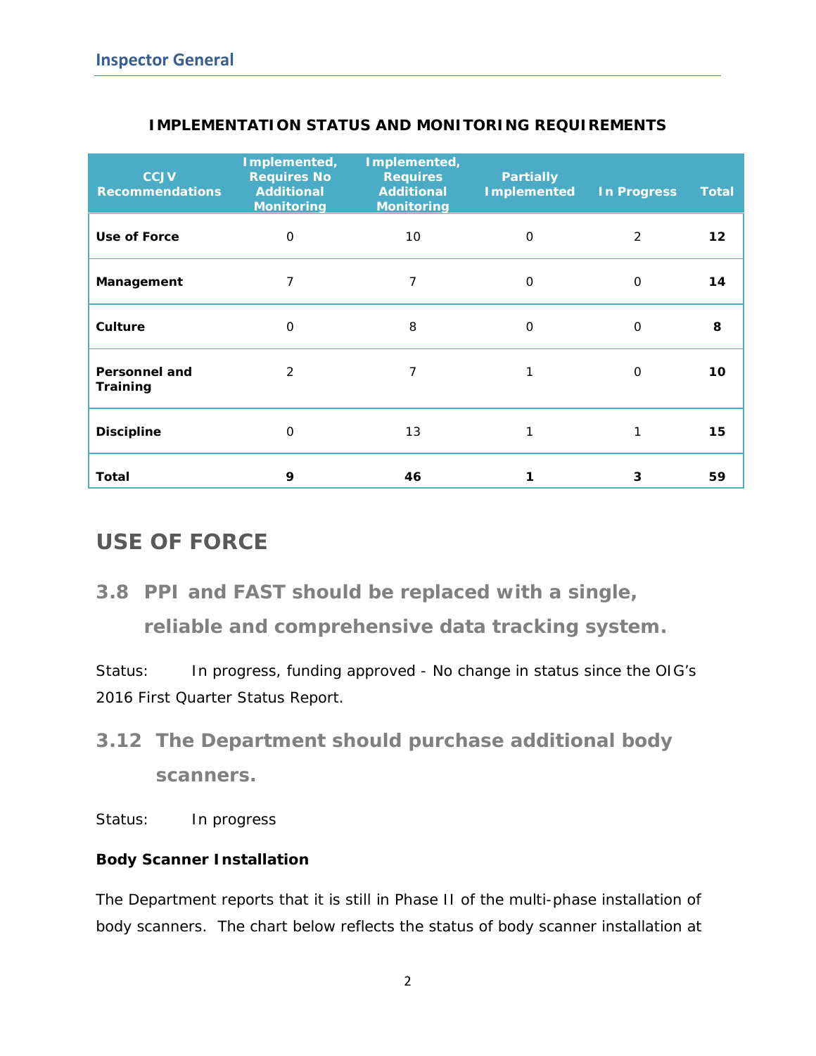**IMPLEMENTATION STATUS AND MONITORING REQUIREMENTS**

| CCJV Recommendations | Implemented, Requires No Additional Monitoring | Implemented, Requires Additional Monitoring | Partially Implemented | In Progress | Total |
|---|---|---|---|---|---|
| **Use of Force** | 0 | 10 | 0 | 2 | **12** |
| **Management** | 7 | 7 | 0 | 0 | **14** |
| **Culture** | 0 | 8 | 0 | 0 | **8** |
| **Personnel and Training** | 2 | 7 | 1 | 0 | **10** |
| **Discipline** | 0 | 13 | 1 | 1 | **15** |
| **Total** | **9** | **46** | **1** | **3** | **59** |

# USE OF FORCE

## 3.8 PPI and FAST should be replaced with a single, reliable and comprehensive data tracking system.

Status: In progress, funding approved - No change in status since the OIG's 2016 First Quarter Status Report.

## 3.12 The Department should purchase additional body scanners.

Status: In progress

**Body Scanner Installation**

The Department reports that it is still in Phase II of the multi-phase installation of body scanners. The chart below reflects the status of body scanner installation at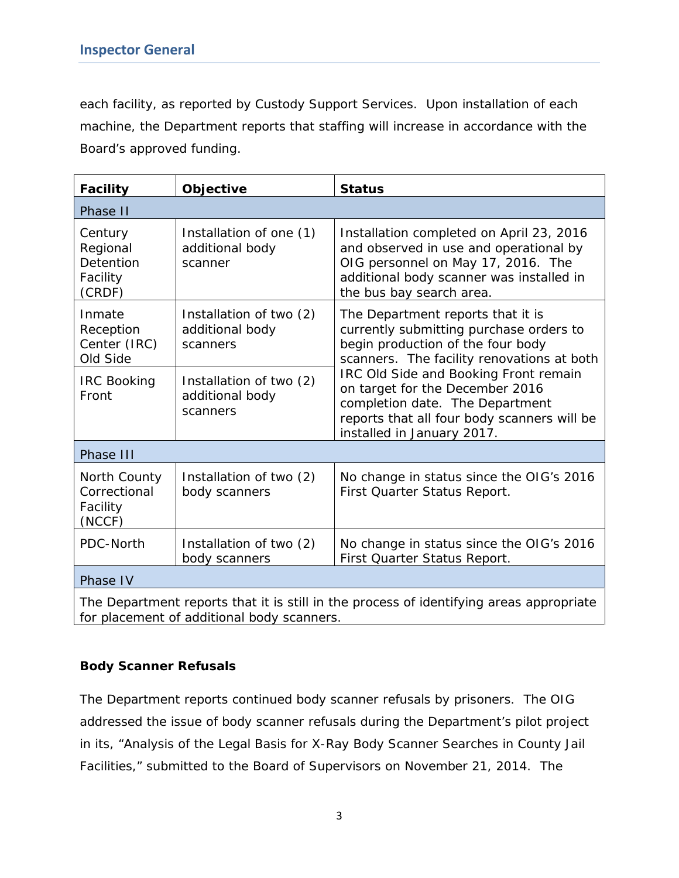each facility, as reported by Custody Support Services. Upon installation of each machine, the Department reports that staffing will increase in accordance with the Board's approved funding.

| Facility | Objective | Status |
|---|---|---|
| Phase II | | |
| Century Regional Detention Facility (CRDF) | Installation of one (1) additional body scanner | Installation completed on April 23, 2016 and observed in use and operational by OIG personnel on May 17, 2016. The additional body scanner was installed in the bus bay search area. |
| Inmate Reception Center (IRC) Old Side | Installation of two (2) additional body scanners | The Department reports that it is currently submitting purchase orders to begin production of the four body scanners. The facility renovations at both IRC Old Side and Booking Front remain on target for the December 2016 completion date. The Department reports that all four body scanners will be installed in January 2017. |
| IRC Booking Front | Installation of two (2) additional body scanners | |
| Phase III | | |
| North County Correctional Facility (NCCF) | Installation of two (2) body scanners | No change in status since the OIG's 2016 First Quarter Status Report. |
| PDC-North | Installation of two (2) body scanners | No change in status since the OIG's 2016 First Quarter Status Report. |
| Phase IV | | |
| The Department reports that it is still in the process of identifying areas appropriate for placement of additional body scanners. | | |

**Body Scanner Refusals**

The Department reports continued body scanner refusals by prisoners. The OIG addressed the issue of body scanner refusals during the Department's pilot project in its, "Analysis of the Legal Basis for X-Ray Body Scanner Searches in County Jail Facilities," submitted to the Board of Supervisors on November 21, 2014. The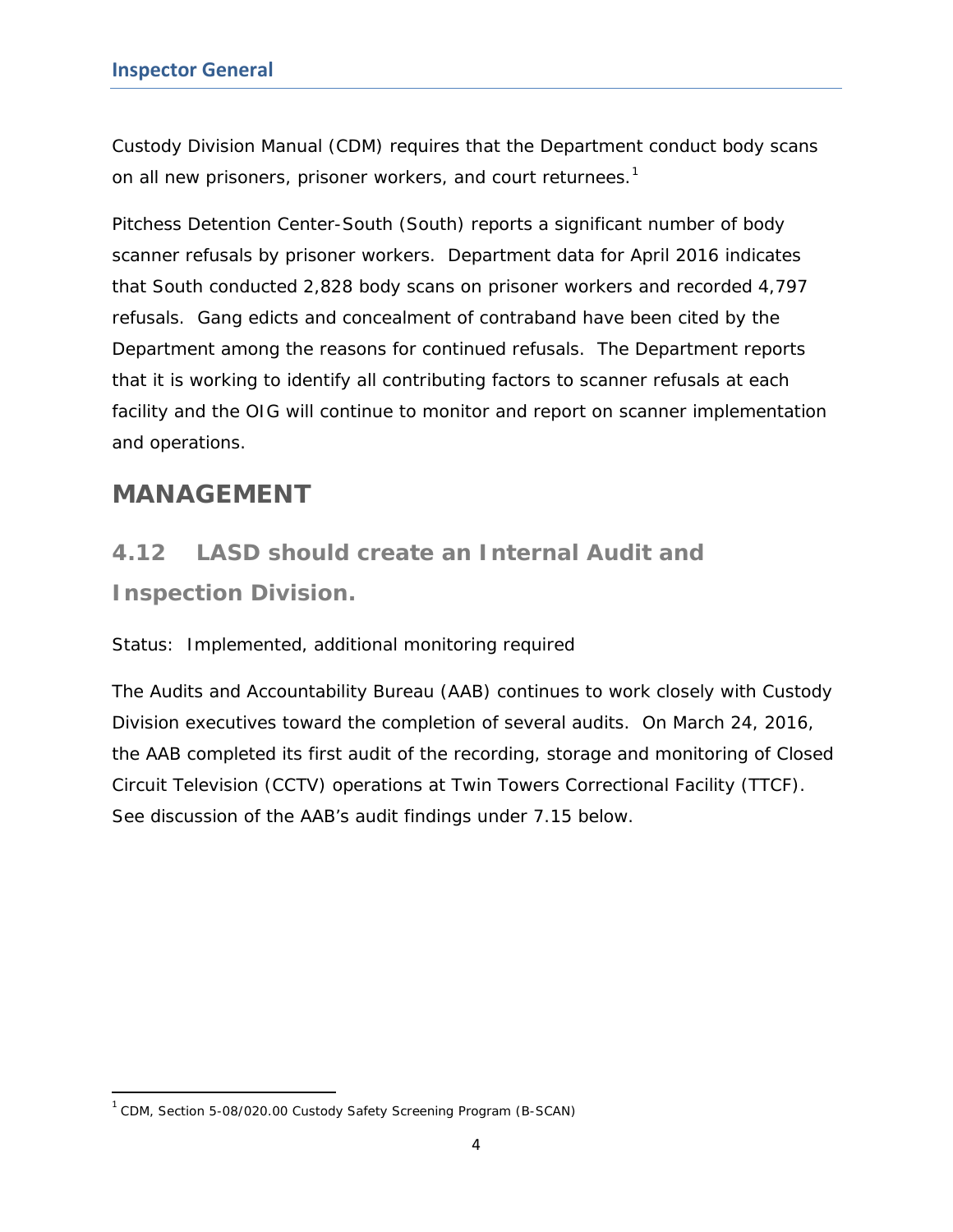Custody Division Manual (CDM) requires that the Department conduct body scans on all new prisoners, prisoner workers, and court returnees.[1]

Pitchess Detention Center-South (South) reports a significant number of body scanner refusals by prisoner workers. Department data for April 2016 indicates that South conducted 2,828 body scans on prisoner workers and recorded 4,797 refusals. Gang edicts and concealment of contraband have been cited by the Department among the reasons for continued refusals. The Department reports that it is working to identify all contributing factors to scanner refusals at each facility and the OIG will continue to monitor and report on scanner implementation and operations.

# MANAGEMENT

## 4.12 LASD should create an Internal Audit and Inspection Division.

Status: Implemented, additional monitoring required

The Audits and Accountability Bureau (AAB) continues to work closely with Custody Division executives toward the completion of several audits. On March 24, 2016, the AAB completed its first audit of the recording, storage and monitoring of Closed Circuit Television (CCTV) operations at Twin Towers Correctional Facility (TTCF). See discussion of the AAB's audit findings under 7.15 below.

[1] CDM, Section 5-08/020.00 Custody Safety Screening Program (B-SCAN)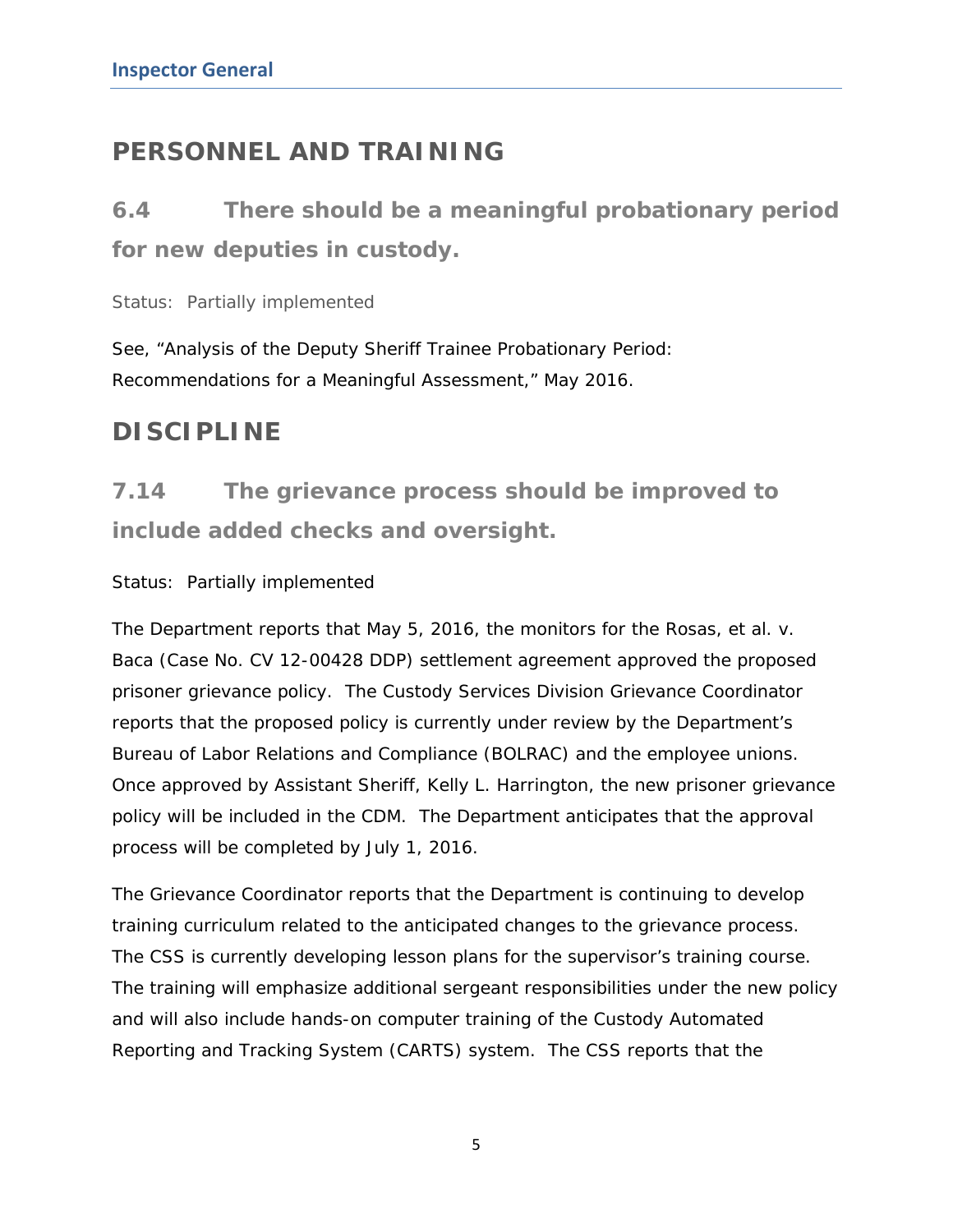## PERSONNEL AND TRAINING

### 6.4 There should be a meaningful probationary period for new deputies in custody.

Status: Partially implemented

See, "Analysis of the Deputy Sheriff Trainee Probationary Period: Recommendations for a Meaningful Assessment," May 2016.

## DISCIPLINE

### 7.14 The grievance process should be improved to include added checks and oversight.

Status: Partially implemented

The Department reports that May 5, 2016, the monitors for the Rosas, et al. v. Baca (Case No. CV 12-00428 DDP) settlement agreement approved the proposed prisoner grievance policy. The Custody Services Division Grievance Coordinator reports that the proposed policy is currently under review by the Department's Bureau of Labor Relations and Compliance (BOLRAC) and the employee unions. Once approved by Assistant Sheriff, Kelly L. Harrington, the new prisoner grievance policy will be included in the CDM. The Department anticipates that the approval process will be completed by July 1, 2016.

The Grievance Coordinator reports that the Department is continuing to develop training curriculum related to the anticipated changes to the grievance process. The CSS is currently developing lesson plans for the supervisor's training course. The training will emphasize additional sergeant responsibilities under the new policy and will also include hands-on computer training of the Custody Automated Reporting and Tracking System (CARTS) system. The CSS reports that the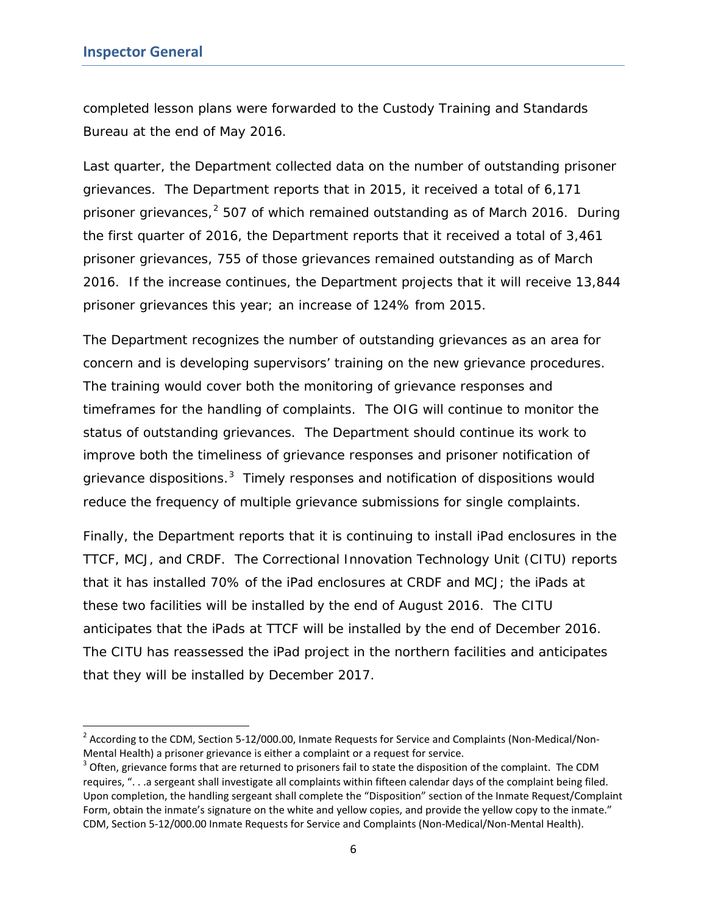completed lesson plans were forwarded to the Custody Training and Standards Bureau at the end of May 2016.

Last quarter, the Department collected data on the number of outstanding prisoner grievances. The Department reports that in 2015, it received a total of 6,171 prisoner grievances,[2] 507 of which remained outstanding as of March 2016. During the first quarter of 2016, the Department reports that it received a total of 3,461 prisoner grievances, 755 of those grievances remained outstanding as of March 2016. If the increase continues, the Department projects that it will receive 13,844 prisoner grievances this year; an increase of 124% from 2015.

The Department recognizes the number of outstanding grievances as an area for concern and is developing supervisors' training on the new grievance procedures. The training would cover both the monitoring of grievance responses and timeframes for the handling of complaints. The OIG will continue to monitor the status of outstanding grievances. The Department should continue its work to improve both the timeliness of grievance responses and prisoner notification of grievance dispositions.[3] Timely responses and notification of dispositions would reduce the frequency of multiple grievance submissions for single complaints.

Finally, the Department reports that it is continuing to install iPad enclosures in the TTCF, MCJ, and CRDF. The Correctional Innovation Technology Unit (CITU) reports that it has installed 70% of the iPad enclosures at CRDF and MCJ; the iPads at these two facilities will be installed by the end of August 2016. The CITU anticipates that the iPads at TTCF will be installed by the end of December 2016. The CITU has reassessed the iPad project in the northern facilities and anticipates that they will be installed by December 2017.

---

[2] According to the CDM, Section 5-12/000.00, Inmate Requests for Service and Complaints (Non-Medical/Non-Mental Health) a prisoner grievance is either a complaint or a request for service.

[3] Often, grievance forms that are returned to prisoners fail to state the disposition of the complaint. The CDM requires, ". . .a sergeant shall investigate all complaints within fifteen calendar days of the complaint being filed. Upon completion, the handling sergeant shall complete the "Disposition" section of the Inmate Request/Complaint Form, obtain the inmate's signature on the white and yellow copies, and provide the yellow copy to the inmate." CDM, Section 5-12/000.00 Inmate Requests for Service and Complaints (Non-Medical/Non-Mental Health).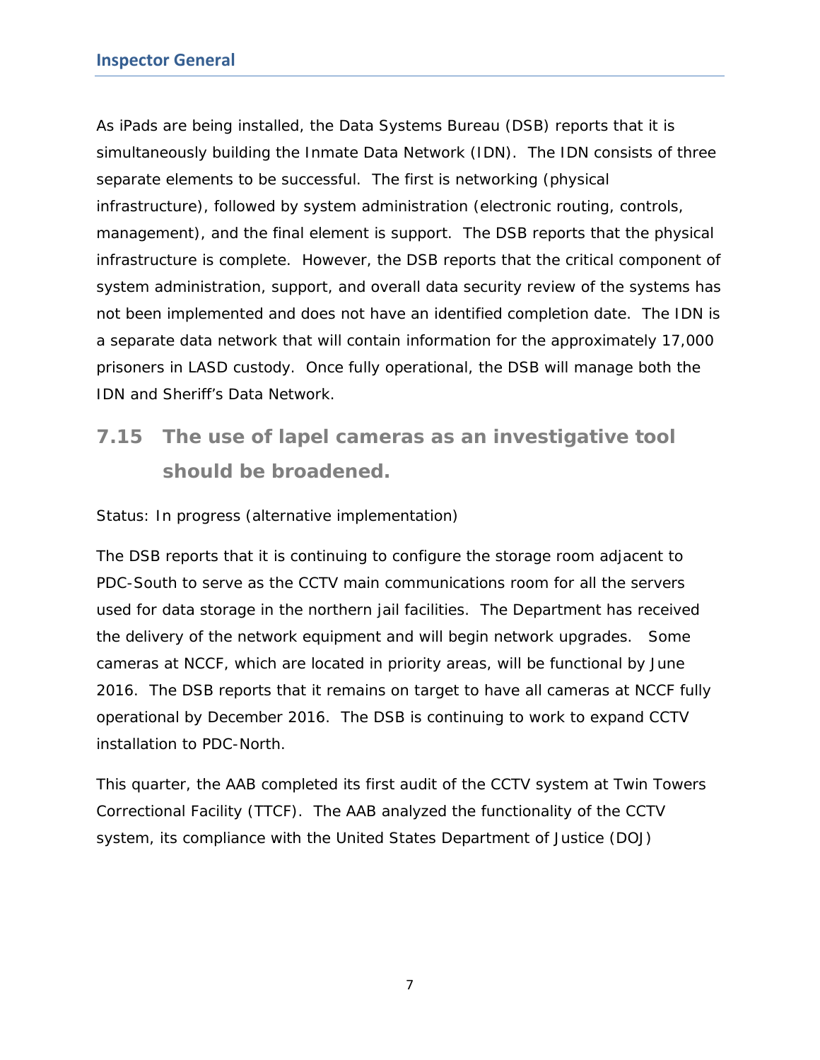As iPads are being installed, the Data Systems Bureau (DSB) reports that it is simultaneously building the Inmate Data Network (IDN). The IDN consists of three separate elements to be successful. The first is networking (physical infrastructure), followed by system administration (electronic routing, controls, management), and the final element is support. The DSB reports that the physical infrastructure is complete. However, the DSB reports that the critical component of system administration, support, and overall data security review of the systems has not been implemented and does not have an identified completion date. The IDN is a separate data network that will contain information for the approximately 17,000 prisoners in LASD custody. Once fully operational, the DSB will manage both the IDN and Sheriff's Data Network.

## 7.15 The use of lapel cameras as an investigative tool should be broadened.

Status: In progress (alternative implementation)

The DSB reports that it is continuing to configure the storage room adjacent to PDC-South to serve as the CCTV main communications room for all the servers used for data storage in the northern jail facilities. The Department has received the delivery of the network equipment and will begin network upgrades. Some cameras at NCCF, which are located in priority areas, will be functional by June 2016. The DSB reports that it remains on target to have all cameras at NCCF fully operational by December 2016. The DSB is continuing to work to expand CCTV installation to PDC-North.

This quarter, the AAB completed its first audit of the CCTV system at Twin Towers Correctional Facility (TTCF). The AAB analyzed the functionality of the CCTV system, its compliance with the United States Department of Justice (DOJ)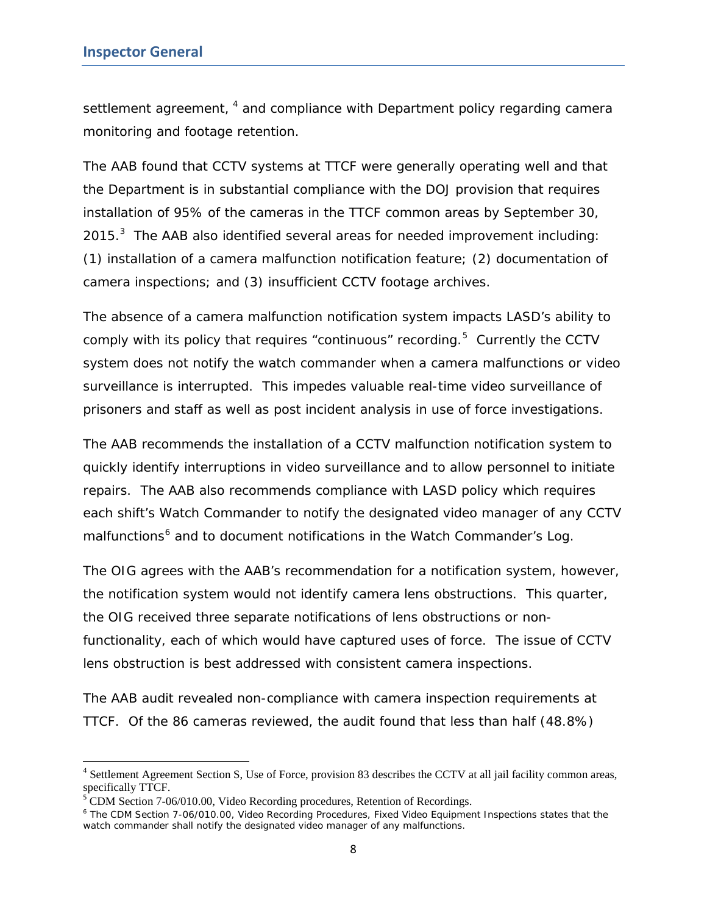settlement agreement, [4] and compliance with Department policy regarding camera monitoring and footage retention.

The AAB found that CCTV systems at TTCF were generally operating well and that the Department is in substantial compliance with the DOJ provision that requires installation of 95% of the cameras in the TTCF common areas by September 30, 2015.[3] The AAB also identified several areas for needed improvement including: (1) installation of a camera malfunction notification feature; (2) documentation of camera inspections; and (3) insufficient CCTV footage archives.

The absence of a camera malfunction notification system impacts LASD's ability to comply with its policy that requires "continuous" recording.[5] Currently the CCTV system does not notify the watch commander when a camera malfunctions or video surveillance is interrupted. This impedes valuable real-time video surveillance of prisoners and staff as well as post incident analysis in use of force investigations.

The AAB recommends the installation of a CCTV malfunction notification system to quickly identify interruptions in video surveillance and to allow personnel to initiate repairs. The AAB also recommends compliance with LASD policy which requires each shift's Watch Commander to notify the designated video manager of any CCTV malfunctions[6] and to document notifications in the Watch Commander's Log.

The OIG agrees with the AAB's recommendation for a notification system, however, the notification system would not identify camera lens obstructions. This quarter, the OIG received three separate notifications of lens obstructions or non-functionality, each of which would have captured uses of force. The issue of CCTV lens obstruction is best addressed with consistent camera inspections.

The AAB audit revealed non-compliance with camera inspection requirements at TTCF. Of the 86 cameras reviewed, the audit found that less than half (48.8%)

---

[4] Settlement Agreement Section S, Use of Force, provision 83 describes the CCTV at all jail facility common areas, specifically TTCF.

[5] CDM Section 7-06/010.00, Video Recording procedures, Retention of Recordings.

[6] The CDM Section 7-06/010.00, Video Recording Procedures, Fixed Video Equipment Inspections states that the watch commander shall notify the designated video manager of any malfunctions.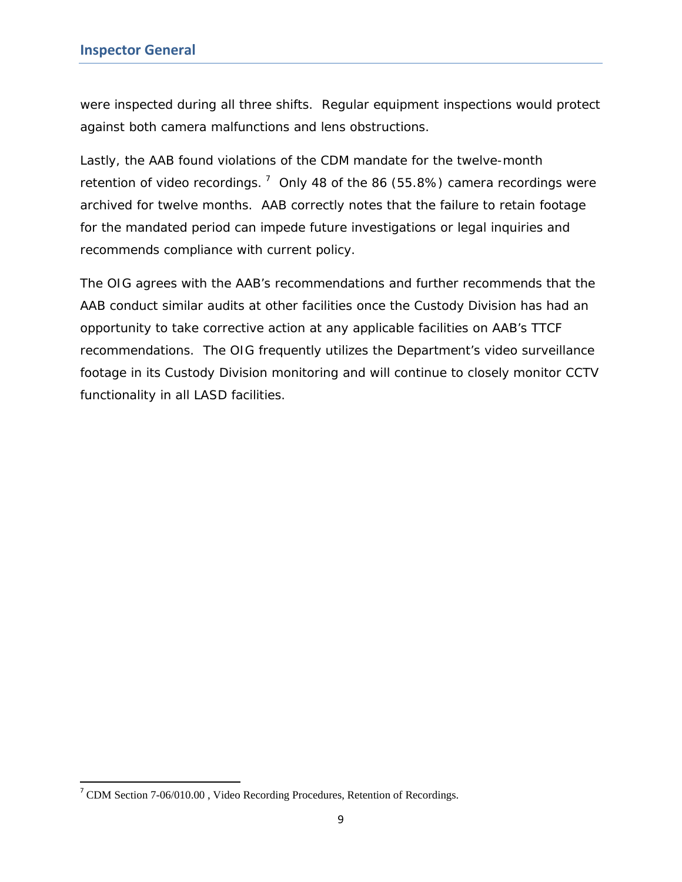were inspected during all three shifts. Regular equipment inspections would protect against both camera malfunctions and lens obstructions.

Lastly, the AAB found violations of the CDM mandate for the twelve-month retention of video recordings. [7] Only 48 of the 86 (55.8%) camera recordings were archived for twelve months. AAB correctly notes that the failure to retain footage for the mandated period can impede future investigations or legal inquiries and recommends compliance with current policy.

The OIG agrees with the AAB's recommendations and further recommends that the AAB conduct similar audits at other facilities once the Custody Division has had an opportunity to take corrective action at any applicable facilities on AAB's TTCF recommendations. The OIG frequently utilizes the Department's video surveillance footage in its Custody Division monitoring and will continue to closely monitor CCTV functionality in all LASD facilities.

[7] CDM Section 7-06/010.00 , Video Recording Procedures, Retention of Recordings.